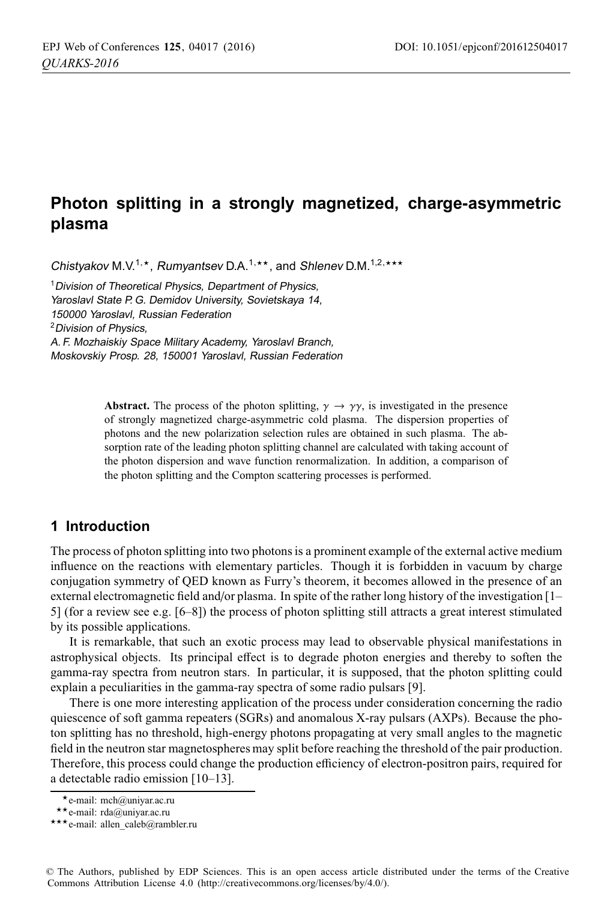# Photon splitting in a strongly magnetized, charge-asymmetric plasma

*Chistyakov* M.V.[1,⋆], *Rumyantsev* D.A.[1,⋆⋆], and *Shlenev* D.M.[1,2,⋆⋆⋆]

[1] *Division of Theoretical Physics, Department of Physics, Yaroslavl State P. G. Demidov University, Sovietskaya 14, 150000 Yaroslavl, Russian Federation*

[2] *Division of Physics, A. F. Mozhaiskiy Space Military Academy, Yaroslavl Branch, Moskovskiy Prosp. 28, 150001 Yaroslavl, Russian Federation*

**Abstract.** The process of the photon splitting, $\gamma \to \gamma\gamma$, is investigated in the presence of strongly magnetized charge-asymmetric cold plasma. The dispersion properties of photons and the new polarization selection rules are obtained in such plasma. The absorption rate of the leading photon splitting channel are calculated with taking account of the photon dispersion and wave function renormalization. In addition, a comparison of the photon splitting and the Compton scattering processes is performed.

## 1 Introduction

The process of photon splitting into two photons is a prominent example of the external active medium influence on the reactions with elementary particles. Though it is forbidden in vacuum by charge conjugation symmetry of QED known as Furry's theorem, it becomes allowed in the presence of an external electromagnetic field and/or plasma. In spite of the rather long history of the investigation [1–5] (for a review see e.g. [6–8]) the process of photon splitting still attracts a great interest stimulated by its possible applications.

It is remarkable, that such an exotic process may lead to observable physical manifestations in astrophysical objects. Its principal effect is to degrade photon energies and thereby to soften the gamma-ray spectra from neutron stars. In particular, it is supposed, that the photon splitting could explain a peculiarities in the gamma-ray spectra of some radio pulsars [9].

There is one more interesting application of the process under consideration concerning the radio quiescence of soft gamma repeaters (SGRs) and anomalous X-ray pulsars (AXPs). Because the photon splitting has no threshold, high-energy photons propagating at very small angles to the magnetic field in the neutron star magnetospheres may split before reaching the threshold of the pair production. Therefore, this process could change the production efficiency of electron-positron pairs, required for a detectable radio emission [10–13].

⋆e-mail: mch@uniyar.ac.ru

⋆⋆e-mail: rda@uniyar.ac.ru

⋆⋆⋆e-mail: allen_caleb@rambler.ru

© The Authors, published by EDP Sciences. This is an open access article distributed under the terms of the Creative Commons Attribution License 4.0 (http://creativecommons.org/licenses/by/4.0/).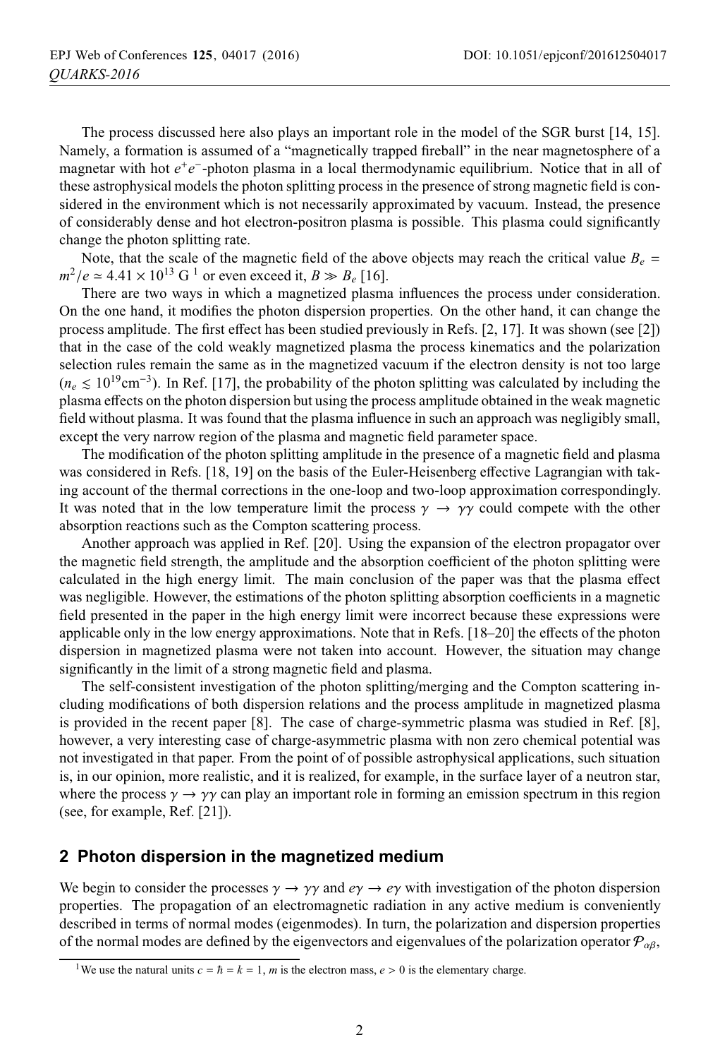The process discussed here also plays an important role in the model of the SGR burst [14, 15]. Namely, a formation is assumed of a "magnetically trapped fireball" in the near magnetosphere of a magnetar with hot $e^+e^-$-photon plasma in a local thermodynamic equilibrium. Notice that in all of these astrophysical models the photon splitting process in the presence of strong magnetic field is considered in the environment which is not necessarily approximated by vacuum. Instead, the presence of considerably dense and hot electron-positron plasma is possible. This plasma could significantly change the photon splitting rate.

Note, that the scale of the magnetic field of the above objects may reach the critical value $B_e = m^2/e \simeq 4.41 \times 10^{13}$ G [1] or even exceed it, $B \gg B_e$ [16].

There are two ways in which a magnetized plasma influences the process under consideration. On the one hand, it modifies the photon dispersion properties. On the other hand, it can change the process amplitude. The first effect has been studied previously in Refs. [2, 17]. It was shown (see [2]) that in the case of the cold weakly magnetized plasma the process kinematics and the polarization selection rules remain the same as in the magnetized vacuum if the electron density is not too large ($n_e \lesssim 10^{19}\text{cm}^{-3}$). In Ref. [17], the probability of the photon splitting was calculated by including the plasma effects on the photon dispersion but using the process amplitude obtained in the weak magnetic field without plasma. It was found that the plasma influence in such an approach was negligibly small, except the very narrow region of the plasma and magnetic field parameter space.

The modification of the photon splitting amplitude in the presence of a magnetic field and plasma was considered in Refs. [18, 19] on the basis of the Euler-Heisenberg effective Lagrangian with taking account of the thermal corrections in the one-loop and two-loop approximation correspondingly. It was noted that in the low temperature limit the process $\gamma \to \gamma\gamma$ could compete with the other absorption reactions such as the Compton scattering process.

Another approach was applied in Ref. [20]. Using the expansion of the electron propagator over the magnetic field strength, the amplitude and the absorption coefficient of the photon splitting were calculated in the high energy limit. The main conclusion of the paper was that the plasma effect was negligible. However, the estimations of the photon splitting absorption coefficients in a magnetic field presented in the paper in the high energy limit were incorrect because these expressions were applicable only in the low energy approximations. Note that in Refs. [18–20] the effects of the photon dispersion in magnetized plasma were not taken into account. However, the situation may change significantly in the limit of a strong magnetic field and plasma.

The self-consistent investigation of the photon splitting/merging and the Compton scattering including modifications of both dispersion relations and the process amplitude in magnetized plasma is provided in the recent paper [8]. The case of charge-symmetric plasma was studied in Ref. [8], however, a very interesting case of charge-asymmetric plasma with non zero chemical potential was not investigated in that paper. From the point of of possible astrophysical applications, such situation is, in our opinion, more realistic, and it is realized, for example, in the surface layer of a neutron star, where the process $\gamma \to \gamma\gamma$ can play an important role in forming an emission spectrum in this region (see, for example, Ref. [21]).

## 2 Photon dispersion in the magnetized medium

We begin to consider the processes $\gamma \to \gamma\gamma$ and $e\gamma \to e\gamma$ with investigation of the photon dispersion properties. The propagation of an electromagnetic radiation in any active medium is conveniently described in terms of normal modes (eigenmodes). In turn, the polarization and dispersion properties of the normal modes are defined by the eigenvectors and eigenvalues of the polarization operator $\mathcal{P}_{\alpha\beta}$,

[1] We use the natural units $c = \hbar = k = 1$, $m$ is the electron mass, $e > 0$ is the elementary charge.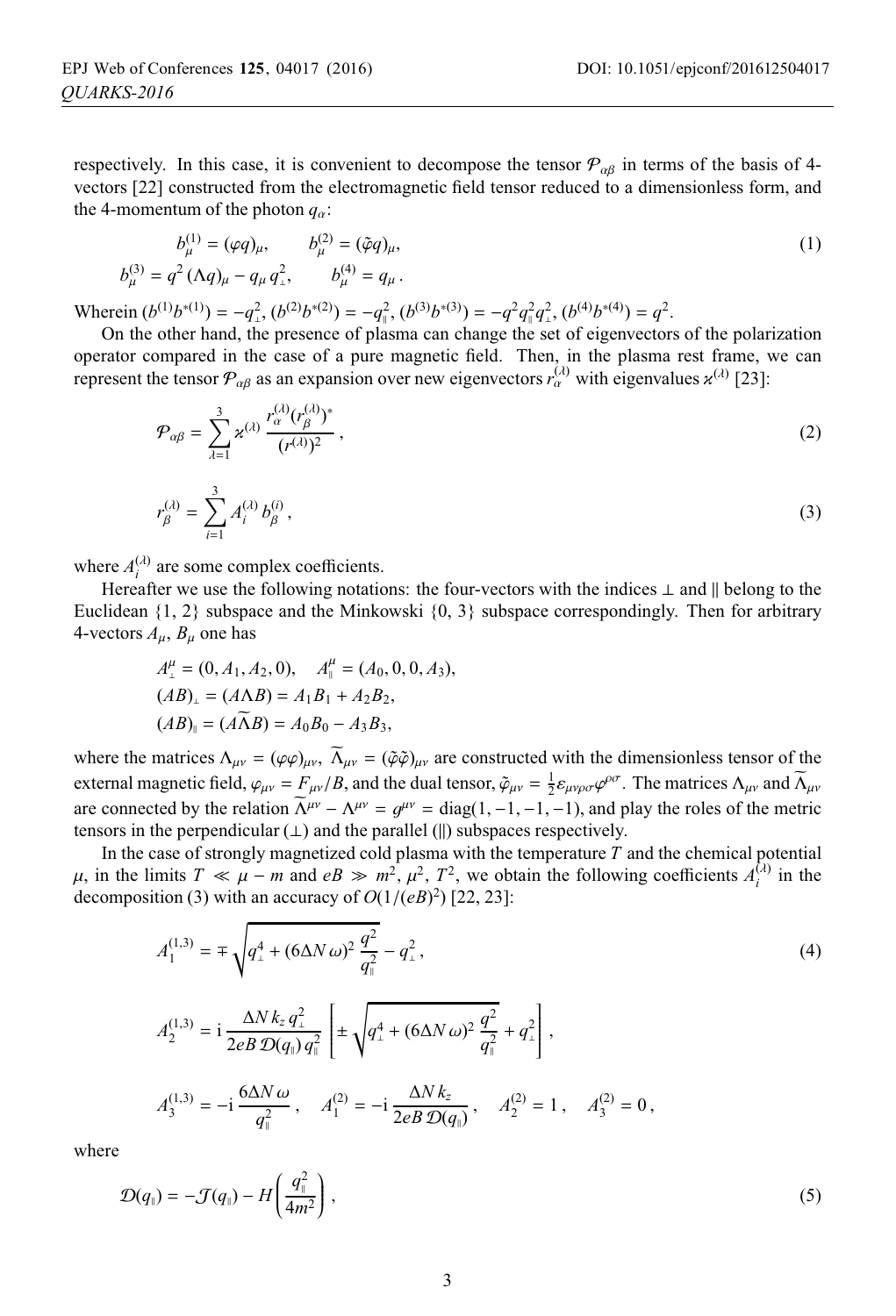respectively. In this case, it is convenient to decompose the tensor $\mathcal{P}_{\alpha\beta}$ in terms of the basis of 4-vectors [22] constructed from the electromagnetic field tensor reduced to a dimensionless form, and the 4-momentum of the photon $q_\alpha$:

$$
\begin{aligned}
b_\mu^{(1)} &= (\varphi q)_\mu, \qquad b_\mu^{(2)} = (\tilde{\varphi} q)_\mu, \\
b_\mu^{(3)} &= q^2\,(\Lambda q)_\mu - q_\mu\, q_\perp^2, \qquad b_\mu^{(4)} = q_\mu\,.
\end{aligned}
\tag{1}
$$

Wherein $(b^{(1)}b^{*(1)}) = -q_\perp^2$, $(b^{(2)}b^{*(2)}) = -q_\parallel^2$, $(b^{(3)}b^{*(3)}) = -q^2 q_\parallel^2 q_\perp^2$, $(b^{(4)}b^{*(4)}) = q^2$.

On the other hand, the presence of plasma can change the set of eigenvectors of the polarization operator compared in the case of a pure magnetic field. Then, in the plasma rest frame, we can represent the tensor $\mathcal{P}_{\alpha\beta}$ as an expansion over new eigenvectors $r_\alpha^{(\lambda)}$ with eigenvalues $\varkappa^{(\lambda)}$ [23]:

$$
\mathcal{P}_{\alpha\beta} = \sum_{\lambda=1}^{3} \varkappa^{(\lambda)}\, \frac{r_\alpha^{(\lambda)} (r_\beta^{(\lambda)})^*}{(r^{(\lambda)})^2}\,,
\tag{2}
$$

$$
r_\beta^{(\lambda)} = \sum_{i=1}^{3} A_i^{(\lambda)}\, b_\beta^{(i)}\,,
\tag{3}
$$

where $A_i^{(\lambda)}$ are some complex coefficients.

Hereafter we use the following notations: the four-vectors with the indices $\perp$ and $\parallel$ belong to the Euclidean $\{1, 2\}$ subspace and the Minkowski $\{0, 3\}$ subspace correspondingly. Then for arbitrary 4-vectors $A_\mu$, $B_\mu$ one has

$$
\begin{aligned}
&A_\perp^\mu = (0, A_1, A_2, 0), \quad A_\parallel^\mu = (A_0, 0, 0, A_3), \\
&(AB)_\perp = (A\Lambda B) = A_1 B_1 + A_2 B_2, \\
&(AB)_\parallel = (A\widetilde{\Lambda} B) = A_0 B_0 - A_3 B_3,
\end{aligned}
$$

where the matrices $\Lambda_{\mu\nu} = (\varphi\varphi)_{\mu\nu}$, $\widetilde{\Lambda}_{\mu\nu} = (\tilde{\varphi}\tilde{\varphi})_{\mu\nu}$ are constructed with the dimensionless tensor of the external magnetic field, $\varphi_{\mu\nu} = F_{\mu\nu}/B$, and the dual tensor, $\tilde{\varphi}_{\mu\nu} = \frac{1}{2}\varepsilon_{\mu\nu\rho\sigma}\varphi^{\rho\sigma}$. The matrices $\Lambda_{\mu\nu}$ and $\widetilde{\Lambda}_{\mu\nu}$ are connected by the relation $\widetilde{\Lambda}^{\mu\nu} - \Lambda^{\mu\nu} = g^{\mu\nu} = \mathrm{diag}(1, -1, -1, -1)$, and play the roles of the metric tensors in the perpendicular ($\perp$) and the parallel ($\parallel$) subspaces respectively.

In the case of strongly magnetized cold plasma with the temperature $T$ and the chemical potential $\mu$, in the limits $T \ll \mu - m$ and $eB \gg m^2, \mu^2, T^2$, we obtain the following coefficients $A_i^{(\lambda)}$ in the decomposition (3) with an accuracy of $O(1/(eB)^2)$ [22, 23]:

$$
A_1^{(1,3)} = \mp \sqrt{q_\perp^4 + (6\Delta N\, \omega)^2\, \frac{q^2}{q_\parallel^2}} - q_\perp^2\,,
\tag{4}
$$

$$
A_2^{(1,3)} = \mathrm{i}\, \frac{\Delta N\, k_z\, q_\perp^2}{2eB\, \mathcal{D}(q_\parallel)\, q_\parallel^2} \left[ \pm \sqrt{q_\perp^4 + (6\Delta N\, \omega)^2\, \frac{q^2}{q_\parallel^2}} + q_\perp^2 \right],
$$

$$
A_3^{(1,3)} = -\mathrm{i}\, \frac{6\Delta N\, \omega}{q_\parallel^2}\,, \quad A_1^{(2)} = -\mathrm{i}\, \frac{\Delta N\, k_z}{2eB\, \mathcal{D}(q_\parallel)}\,, \quad A_2^{(2)} = 1\,, \quad A_3^{(2)} = 0\,,
$$

where

$$
\mathcal{D}(q_\parallel) = -\mathcal{J}(q_\parallel) - H\!\left(\frac{q_\parallel^2}{4m^2}\right),
\tag{5}
$$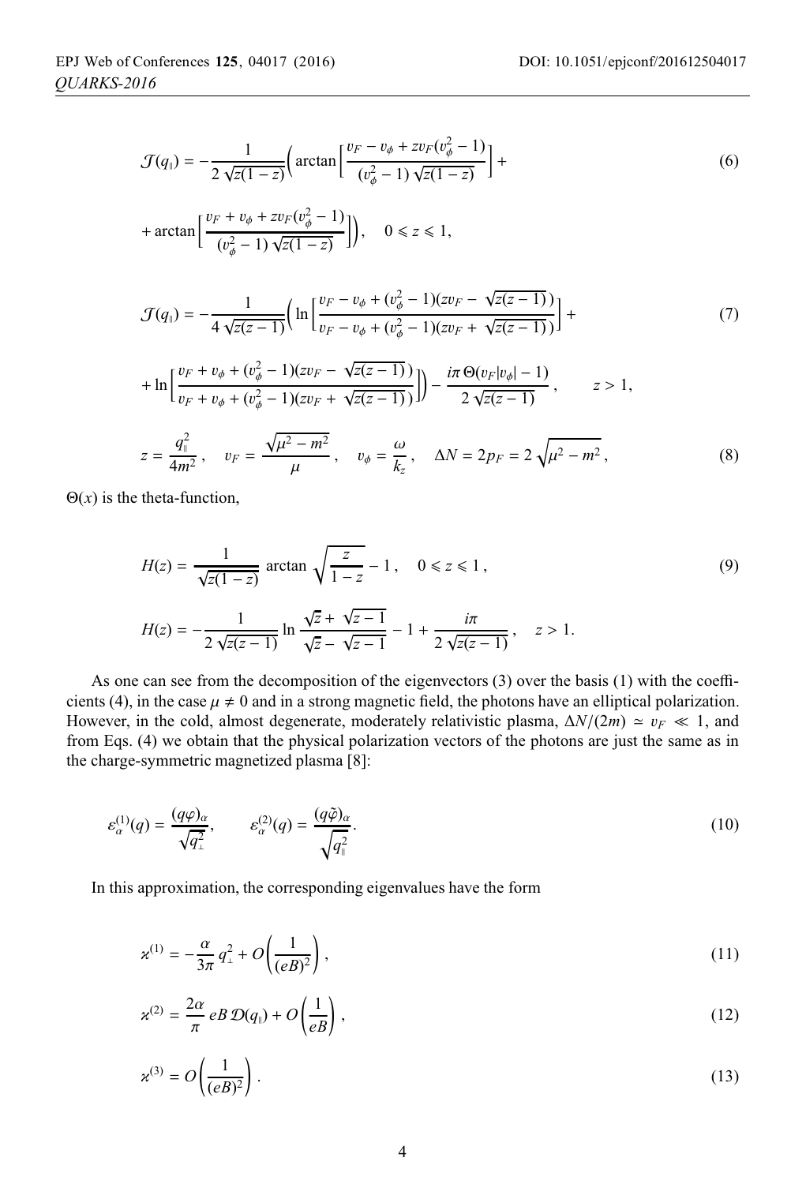$$\mathcal{J}(q_{\parallel}) = -\frac{1}{2\sqrt{z(1-z)}}\left( \arctan\left[\frac{v_F - v_\phi + z v_F (v_\phi^2 - 1)}{(v_\phi^2 - 1)\sqrt{z(1-z)}}\right] + \right. \tag{6}$$

$$\left. + \arctan\left[\frac{v_F + v_\phi + z v_F (v_\phi^2 - 1)}{(v_\phi^2 - 1)\sqrt{z(1-z)}}\right]\right), \quad 0 \leqslant z \leqslant 1,$$

$$\mathcal{J}(q_{\parallel}) = -\frac{1}{4\sqrt{z(z-1)}}\left( \ln\left[\frac{v_F - v_\phi + (v_\phi^2 - 1)(z v_F - \sqrt{z(z-1)})}{v_F - v_\phi + (v_\phi^2 - 1)(z v_F + \sqrt{z(z-1)})}\right] + \right. \tag{7}$$

$$\left. + \ln\left[\frac{v_F + v_\phi + (v_\phi^2 - 1)(z v_F - \sqrt{z(z-1)})}{v_F + v_\phi + (v_\phi^2 - 1)(z v_F + \sqrt{z(z-1)})}\right]\right) - \frac{i\pi\, \Theta(v_F |v_\phi| - 1)}{2\sqrt{z(z-1)}}, \qquad z > 1,$$

$$z = \frac{q_{\parallel}^2}{4m^2}, \quad v_F = \frac{\sqrt{\mu^2 - m^2}}{\mu}, \quad v_\phi = \frac{\omega}{k_z}, \quad \Delta N = 2p_F = 2\sqrt{\mu^2 - m^2}, \tag{8}$$

$\Theta(x)$ is the theta-function,

$$H(z) = \frac{1}{\sqrt{z(1-z)}}\,\arctan\sqrt{\frac{z}{1-z}} - 1, \quad 0 \leqslant z \leqslant 1, \tag{9}$$

$$H(z) = -\frac{1}{2\sqrt{z(z-1)}}\ln\frac{\sqrt{z} + \sqrt{z-1}}{\sqrt{z} - \sqrt{z-1}} - 1 + \frac{i\pi}{2\sqrt{z(z-1)}}, \quad z > 1.$$

As one can see from the decomposition of the eigenvectors (3) over the basis (1) with the coefficients (4), in the case $\mu \neq 0$ and in a strong magnetic field, the photons have an elliptical polarization. However, in the cold, almost degenerate, moderately relativistic plasma, $\Delta N/(2m) \simeq v_F \ll 1$, and from Eqs. (4) we obtain that the physical polarization vectors of the photons are just the same as in the charge-symmetric magnetized plasma [8]:

$$\varepsilon_\alpha^{(1)}(q) = \frac{(q\varphi)_\alpha}{\sqrt{q_\perp^2}}, \qquad \varepsilon_\alpha^{(2)}(q) = \frac{(q\tilde{\varphi})_\alpha}{\sqrt{q_\parallel^2}}. \tag{10}$$

In this approximation, the corresponding eigenvalues have the form

$$\varkappa^{(1)} = -\frac{\alpha}{3\pi}\, q_\perp^2 + O\left(\frac{1}{(eB)^2}\right), \tag{11}$$

$$\varkappa^{(2)} = \frac{2\alpha}{\pi}\, eB\, \mathcal{D}(q_{\parallel}) + O\left(\frac{1}{eB}\right), \tag{12}$$

$$\varkappa^{(3)} = O\left(\frac{1}{(eB)^2}\right). \tag{13}$$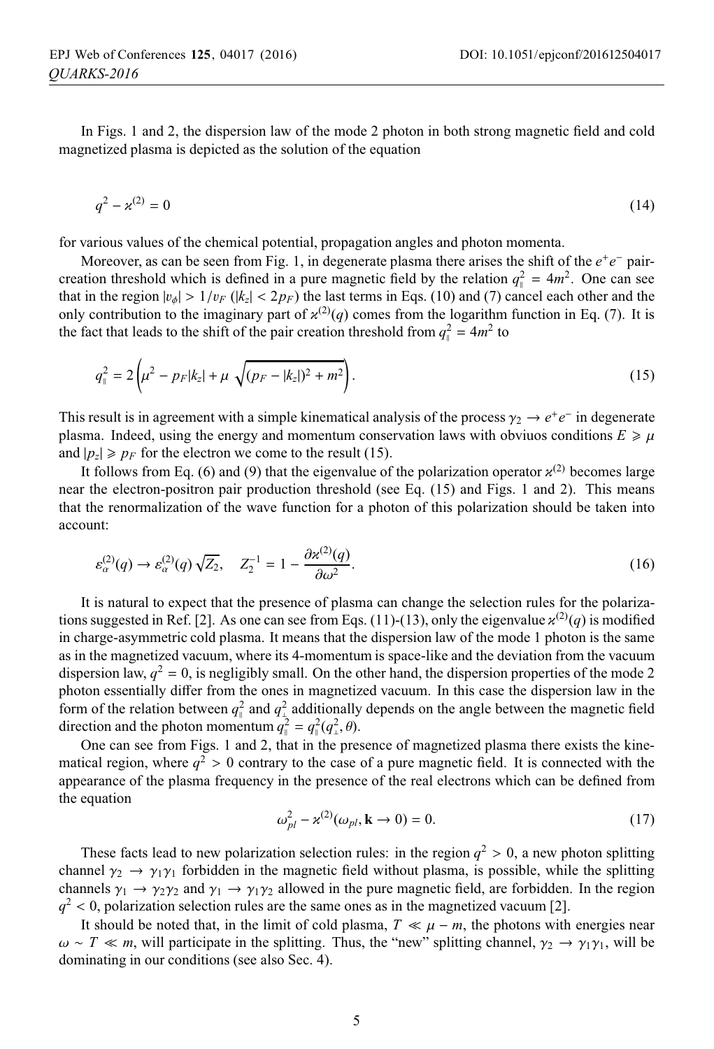In Figs. 1 and 2, the dispersion law of the mode 2 photon in both strong magnetic field and cold magnetized plasma is depicted as the solution of the equation

$$q^2 - \varkappa^{(2)} = 0 \tag{14}$$

for various values of the chemical potential, propagation angles and photon momenta.

Moreover, as can be seen from Fig. 1, in degenerate plasma there arises the shift of the $e^+e^-$ pair-creation threshold which is defined in a pure magnetic field by the relation $q_\parallel^2 = 4m^2$. One can see that in the region $|v_\phi| > 1/v_F$ ($|k_z| < 2p_F$) the last terms in Eqs. (10) and (7) cancel each other and the only contribution to the imaginary part of $\varkappa^{(2)}(q)$ comes from the logarithm function in Eq. (7). It is the fact that leads to the shift of the pair creation threshold from $q_\parallel^2 = 4m^2$ to

$$q_\parallel^2 = 2\left(\mu^2 - p_F|k_z| + \mu\sqrt{(p_F - |k_z|)^2 + m^2}\right). \tag{15}$$

This result is in agreement with a simple kinematical analysis of the process $\gamma_2 \to e^+e^-$ in degenerate plasma. Indeed, using the energy and momentum conservation laws with obviuos conditions $E \geqslant \mu$ and $|p_z| \geqslant p_F$ for the electron we come to the result (15).

It follows from Eq. (6) and (9) that the eigenvalue of the polarization operator $\varkappa^{(2)}$ becomes large near the electron-positron pair production threshold (see Eq. (15) and Figs. 1 and 2). This means that the renormalization of the wave function for a photon of this polarization should be taken into account:

$$\varepsilon_\alpha^{(2)}(q) \to \varepsilon_\alpha^{(2)}(q)\sqrt{Z_2}, \quad Z_2^{-1} = 1 - \frac{\partial \varkappa^{(2)}(q)}{\partial \omega^2}. \tag{16}$$

It is natural to expect that the presence of plasma can change the selection rules for the polarizations suggested in Ref. [2]. As one can see from Eqs. (11)-(13), only the eigenvalue $\varkappa^{(2)}(q)$ is modified in charge-asymmetric cold plasma. It means that the dispersion law of the mode 1 photon is the same as in the magnetized vacuum, where its 4-momentum is space-like and the deviation from the vacuum dispersion law, $q^2 = 0$, is negligibly small. On the other hand, the dispersion properties of the mode 2 photon essentially differ from the ones in magnetized vacuum. In this case the dispersion law in the form of the relation between $q_\parallel^2$ and $q_\perp^2$ additionally depends on the angle between the magnetic field direction and the photon momentum $q_\parallel^2 = q_\parallel^2(q_\perp^2, \theta)$.

One can see from Figs. 1 and 2, that in the presence of magnetized plasma there exists the kinematical region, where $q^2 > 0$ contrary to the case of a pure magnetic field. It is connected with the appearance of the plasma frequency in the presence of the real electrons which can be defined from the equation

$$\omega_{pl}^2 - \varkappa^{(2)}(\omega_{pl}, \mathbf{k} \to 0) = 0. \tag{17}$$

These facts lead to new polarization selection rules: in the region $q^2 > 0$, a new photon splitting channel $\gamma_2 \to \gamma_1\gamma_1$ forbidden in the magnetic field without plasma, is possible, while the splitting channels $\gamma_1 \to \gamma_2\gamma_2$ and $\gamma_1 \to \gamma_1\gamma_2$ allowed in the pure magnetic field, are forbidden. In the region $q^2 < 0$, polarization selection rules are the same ones as in the magnetized vacuum [2].

It should be noted that, in the limit of cold plasma, $T \ll \mu - m$, the photons with energies near $\omega \sim T \ll m$, will participate in the splitting. Thus, the "new" splitting channel, $\gamma_2 \to \gamma_1\gamma_1$, will be dominating in our conditions (see also Sec. 4).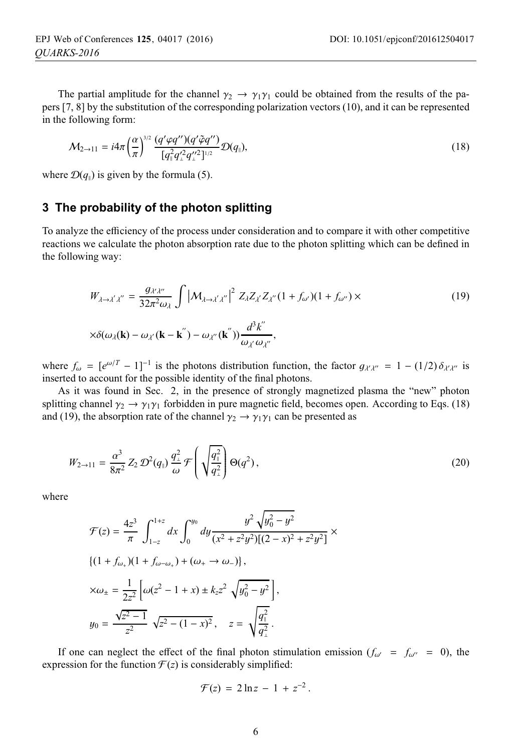The partial amplitude for the channel $\gamma_2 \to \gamma_1\gamma_1$ could be obtained from the results of the papers [7, 8] by the substitution of the corresponding polarization vectors (10), and it can be represented in the following form:

$$\mathcal{M}_{2\to 11} = i4\pi \left(\frac{\alpha}{\pi}\right)^{3/2} \frac{(q'\varphi q'')(q'\tilde{\varphi} q'')}{[q_\parallel^2 q_\perp'^2 q_\perp''^2]^{1/2}} \mathcal{D}(q_\parallel), \tag{18}$$

where $\mathcal{D}(q_\parallel)$ is given by the formula (5).

## 3 The probability of the photon splitting

To analyze the efficiency of the process under consideration and to compare it with other competitive reactions we calculate the photon absorption rate due to the photon splitting which can be defined in the following way:

$$W_{\lambda\to\lambda'\lambda''} = \frac{g_{\lambda'\lambda''}}{32\pi^2\omega_\lambda} \int \left|\mathcal{M}_{\lambda\to\lambda'\lambda''}\right|^2 Z_\lambda Z_{\lambda'} Z_{\lambda''} (1 + f_{\omega'})(1 + f_{\omega''}) \times \tag{19}$$

$$\times \delta(\omega_\lambda(\mathbf{k}) - \omega_{\lambda'}(\mathbf{k} - \mathbf{k}'') - \omega_{\lambda''}(\mathbf{k}'')) \frac{d^3 k''}{\omega_{\lambda'}\omega_{\lambda''}},$$

where $f_\omega = [e^{\omega/T} - 1]^{-1}$ is the photons distribution function, the factor $g_{\lambda'\lambda''} = 1 - (1/2)\,\delta_{\lambda'\lambda''}$ is inserted to account for the possible identity of the final photons.

As it was found in Sec. 2, in the presence of strongly magnetized plasma the "new" photon splitting channel $\gamma_2 \to \gamma_1\gamma_1$ forbidden in pure magnetic field, becomes open. According to Eqs. (18) and (19), the absorption rate of the channel $\gamma_2 \to \gamma_1\gamma_1$ can be presented as

$$W_{2\to 11} = \frac{\alpha^3}{8\pi^2} Z_2 \, \mathcal{D}^2(q_\parallel) \, \frac{q_\perp^2}{\omega} \, \mathcal{F}\left(\sqrt{\frac{q_\parallel^2}{q_\perp^2}}\right) \Theta(q^2), \tag{20}$$

where

$$\mathcal{F}(z) = \frac{4z^3}{\pi} \int_{1-z}^{1+z} dx \int_0^{y_0} dy \frac{y^2\sqrt{y_0^2 - y^2}}{(x^2 + z^2y^2)[(2-x)^2 + z^2y^2]} \times$$

$$\{(1 + f_{\omega_+})(1 + f_{\omega-\omega_+}) + (\omega_+ \to \omega_-)\},$$

$$\times \omega_\pm = \frac{1}{2z^2}\left[\omega(z^2 - 1 + x) \pm k_z z^2 \sqrt{y_0^2 - y^2}\right],$$

$$y_0 = \frac{\sqrt{z^2 - 1}}{z^2} \sqrt{z^2 - (1 - x)^2}, \quad z = \sqrt{\frac{q_\parallel^2}{q_\perp^2}}.$$

If one can neglect the effect of the final photon stimulation emission ($f_{\omega'} = f_{\omega''} = 0$), the expression for the function $\mathcal{F}(z)$ is considerably simplified:

$$\mathcal{F}(z) = 2\ln z - 1 + z^{-2}.$$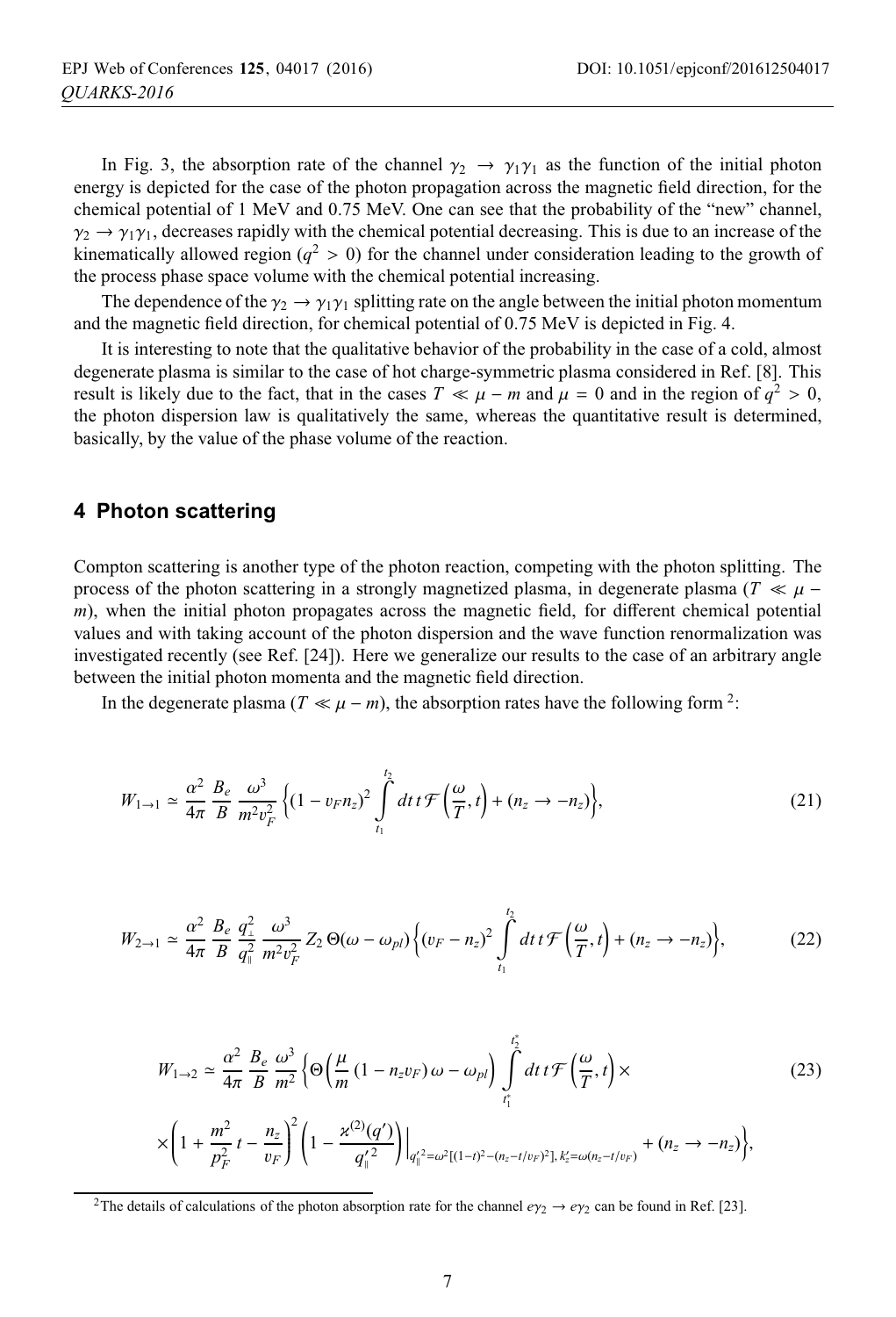In Fig. 3, the absorption rate of the channel $\gamma_2 \to \gamma_1\gamma_1$ as the function of the initial photon energy is depicted for the case of the photon propagation across the magnetic field direction, for the chemical potential of 1 MeV and 0.75 MeV. One can see that the probability of the "new" channel, $\gamma_2 \to \gamma_1\gamma_1$, decreases rapidly with the chemical potential decreasing. This is due to an increase of the kinematically allowed region ($q^2 > 0$) for the channel under consideration leading to the growth of the process phase space volume with the chemical potential increasing.

The dependence of the $\gamma_2 \to \gamma_1\gamma_1$ splitting rate on the angle between the initial photon momentum and the magnetic field direction, for chemical potential of 0.75 MeV is depicted in Fig. 4.

It is interesting to note that the qualitative behavior of the probability in the case of a cold, almost degenerate plasma is similar to the case of hot charge-symmetric plasma considered in Ref. [8]. This result is likely due to the fact, that in the cases $T \ll \mu - m$ and $\mu = 0$ and in the region of $q^2 > 0$, the photon dispersion law is qualitatively the same, whereas the quantitative result is determined, basically, by the value of the phase volume of the reaction.

## 4 Photon scattering

Compton scattering is another type of the photon reaction, competing with the photon splitting. The process of the photon scattering in a strongly magnetized plasma, in degenerate plasma ($T \ll \mu - m$), when the initial photon propagates across the magnetic field, for different chemical potential values and with taking account of the photon dispersion and the wave function renormalization was investigated recently (see Ref. [24]). Here we generalize our results to the case of an arbitrary angle between the initial photon momenta and the magnetic field direction.

In the degenerate plasma ($T \ll \mu - m$), the absorption rates have the following form [2]:

$$W_{1\to 1} \simeq \frac{\alpha^2}{4\pi}\,\frac{B_e}{B}\,\frac{\omega^3}{m^2 v_F^2}\left\{(1 - v_F n_z)^2 \int\limits_{t_1}^{t_2} dt\, t\, \mathcal{F}\left(\frac{\omega}{T}, t\right) + (n_z \to -n_z)\right\}, \tag{21}$$

$$W_{2\to 1} \simeq \frac{\alpha^2}{4\pi}\,\frac{B_e}{B}\,\frac{q_\perp^2}{q_\parallel^2}\,\frac{\omega^3}{m^2 v_F^2}\, Z_2\, \Theta(\omega - \omega_{pl})\left\{(v_F - n_z)^2 \int\limits_{t_1}^{t_2} dt\, t\, \mathcal{F}\left(\frac{\omega}{T}, t\right) + (n_z \to -n_z)\right\}, \tag{22}$$

$$\begin{aligned} W_{1\to 2} \simeq \frac{\alpha^2}{4\pi}\,\frac{B_e}{B}\,\frac{\omega^3}{m^2}\Bigg\{&\Theta\left(\frac{\mu}{m}(1 - n_z v_F)\,\omega - \omega_{pl}\right) \int\limits_{t_1^*}^{t_2^*} dt\, t\, \mathcal{F}\left(\frac{\omega}{T}, t\right) \times \\ &\times \left(1 + \frac{m^2}{p_F^2}\,t - \frac{n_z}{v_F}\right)^2 \left(1 - \frac{\varkappa^{(2)}(q')}{{q'_\parallel}^2}\right)\Bigg|_{{q'_\parallel}^2 = \omega^2[(1-t)^2 - (n_z - t/v_F)^2],\; k'_z = \omega(n_z - t/v_F)} + (n_z \to -n_z)\Bigg\}, \end{aligned} \tag{23}$$

[2] The details of calculations of the photon absorption rate for the channel $e\gamma_2 \to e\gamma_2$ can be found in Ref. [23].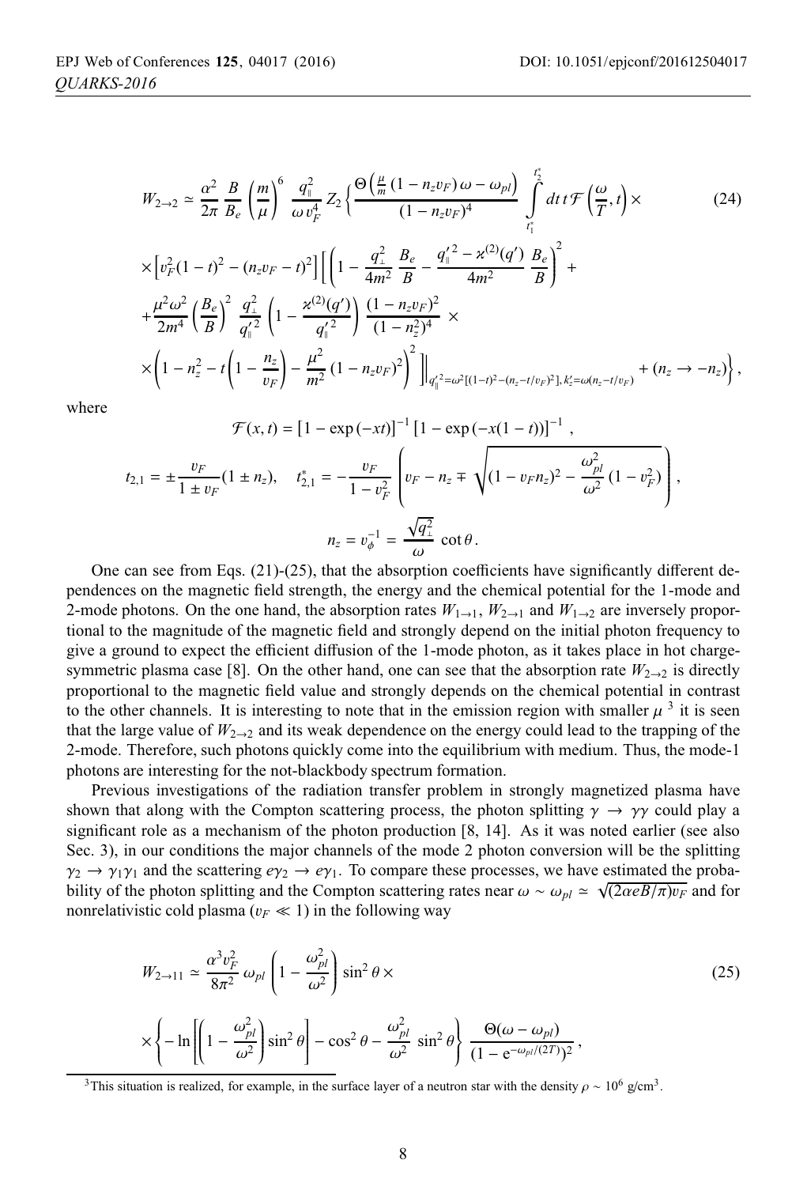$$
\begin{aligned}
W_{2\to 2} \simeq & \frac{\alpha^2}{2\pi}\,\frac{B}{B_e}\left(\frac{m}{\mu}\right)^6 \frac{q_\parallel^2}{\omega\, v_F^4}\, Z_2 \left\{ \frac{\Theta\left(\frac{\mu}{m}\,(1-n_z v_F)\,\omega - \omega_{pl}\right)}{(1-n_z v_F)^4} \int\limits_{t_1^*}^{t_2^*} dt\, t\, \mathcal{F}\left(\frac{\omega}{T}, t\right) \times \right. \qquad (24) \\
& \times \left[v_F^2 (1-t)^2 - (n_z v_F - t)^2\right] \left[ \left(1 - \frac{q_\perp^2}{4m^2}\,\frac{B_e}{B} - \frac{{q'_\parallel}^2 - \varkappa^{(2)}(q')}{4m^2}\,\frac{B_e}{B}\right)^2 + \right. \\
& + \frac{\mu^2\omega^2}{2m^4}\left(\frac{B_e}{B}\right)^2 \frac{q_\perp^2}{{q'_\parallel}^2}\left(1 - \frac{\varkappa^{(2)}(q')}{{q'_\parallel}^2}\right) \frac{(1-n_z v_F)^2}{(1-n_z^2)^4} \times \\
& \times \left. \left.\left(1 - n_z^2 - t\left(1 - \frac{n_z}{v_F}\right) - \frac{\mu^2}{m^2}\,(1-n_z v_F)^2\right)^2 \right]\Bigg|_{{q'_\parallel}^2 = \omega^2[(1-t)^2 - (n_z - t/v_F)^2],\, k'_z = \omega(n_z - t/v_F)} + (n_z \to -n_z) \right\},
\end{aligned}
$$

where

$$
\mathcal{F}(x,t) = \left[1 - \exp(-xt)\right]^{-1} \left[1 - \exp(-x(1-t))\right]^{-1},
$$

$$
t_{2,1} = \pm \frac{v_F}{1 \pm v_F}(1 \pm n_z), \quad t_{2,1}^* = -\frac{v_F}{1 - v_F^2}\left(v_F - n_z \mp \sqrt{(1 - v_F n_z)^2 - \frac{\omega_{pl}^2}{\omega^2}\,(1 - v_F^2)}\right),
$$

$$
n_z = v_\phi^{-1} = \frac{\sqrt{q_\perp^2}}{\omega}\,\cot\theta .
$$

One can see from Eqs. (21)-(25), that the absorption coefficients have significantly different dependences on the magnetic field strength, the energy and the chemical potential for the 1-mode and 2-mode photons. On the one hand, the absorption rates $W_{1\to 1}$, $W_{2\to 1}$ and $W_{1\to 2}$ are inversely proportional to the magnitude of the magnetic field and strongly depend on the initial photon frequency to give a ground to expect the efficient diffusion of the 1-mode photon, as it takes place in hot charge-symmetric plasma case [8]. On the other hand, one can see that the absorption rate $W_{2\to 2}$ is directly proportional to the magnetic field value and strongly depends on the chemical potential in contrast to the other channels. It is interesting to note that in the emission region with smaller $\mu$ [3] it is seen that the large value of $W_{2\to 2}$ and its weak dependence on the energy could lead to the trapping of the 2-mode. Therefore, such photons quickly come into the equilibrium with medium. Thus, the mode-1 photons are interesting for the not-blackbody spectrum formation.

Previous investigations of the radiation transfer problem in strongly magnetized plasma have shown that along with the Compton scattering process, the photon splitting $\gamma \to \gamma\gamma$ could play a significant role as a mechanism of the photon production [8, 14]. As it was noted earlier (see also Sec. 3), in our conditions the major channels of the mode 2 photon conversion will be the splitting $\gamma_2 \to \gamma_1\gamma_1$ and the scattering $e\gamma_2 \to e\gamma_1$. To compare these processes, we have estimated the probability of the photon splitting and the Compton scattering rates near $\omega \sim \omega_{pl} \simeq \sqrt{(2\alpha e B/\pi)}v_F$ and for nonrelativistic cold plasma ($v_F \ll 1$) in the following way

$$
\begin{aligned}
W_{2\to 11} \simeq & \frac{\alpha^3 v_F^2}{8\pi^2}\,\omega_{pl}\left(1 - \frac{\omega_{pl}^2}{\omega^2}\right)\sin^2\theta \times \qquad (25) \\
& \times \left\{ -\ln\left[\left(1 - \frac{\omega_{pl}^2}{\omega^2}\right)\sin^2\theta\right] - \cos^2\theta - \frac{\omega_{pl}^2}{\omega^2}\,\sin^2\theta \right\} \frac{\Theta(\omega - \omega_{pl})}{(1 - e^{-\omega_{pl}/(2T)})^2},
\end{aligned}
$$

[3] This situation is realized, for example, in the surface layer of a neutron star with the density $\rho \sim 10^6$ g/cm$^3$.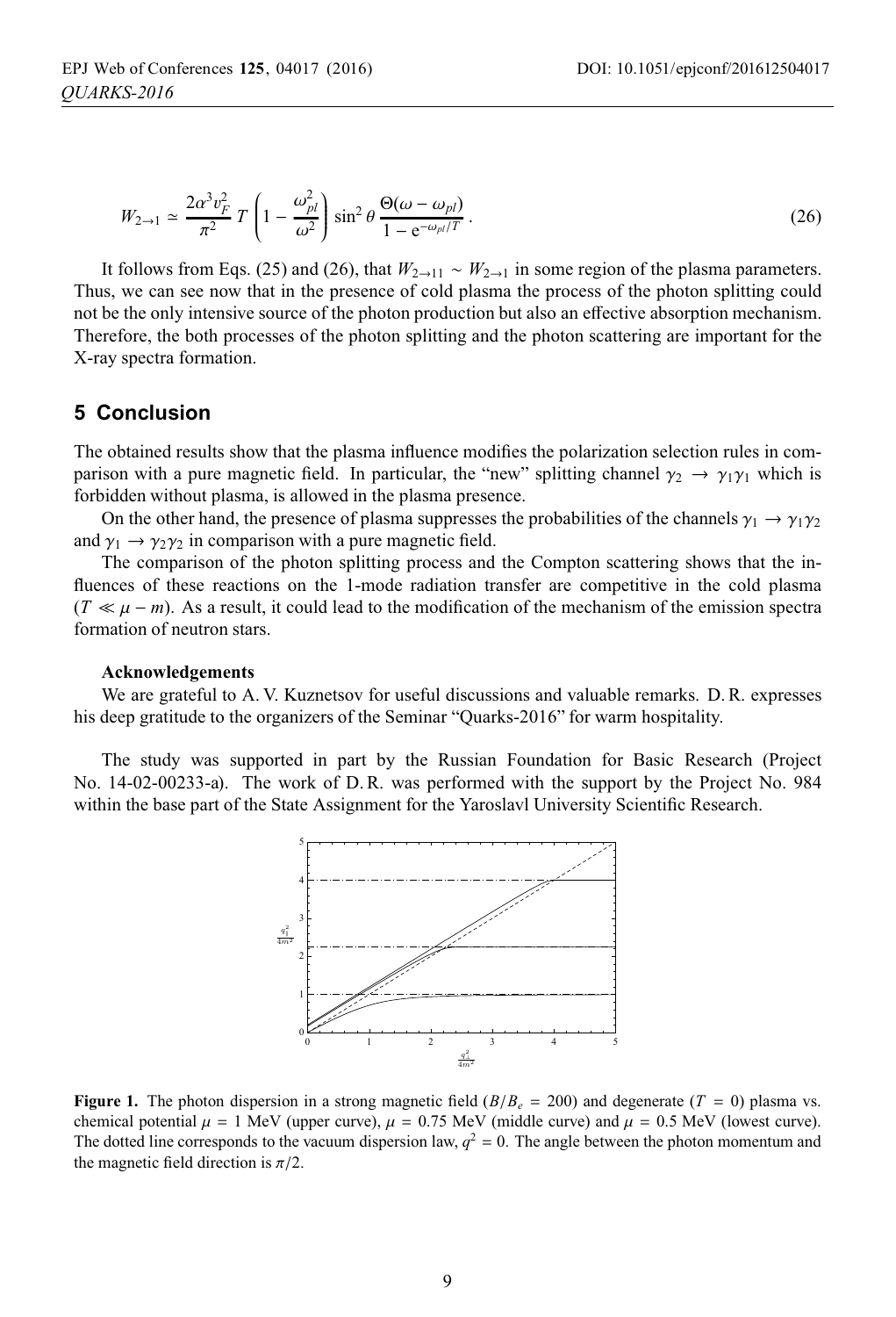$$W_{2\to 1} \simeq \frac{2\alpha^3 v_F^2}{\pi^2}\, T \left(1 - \frac{\omega_{pl}^2}{\omega^2}\right) \sin^2\theta \, \frac{\Theta(\omega - \omega_{pl})}{1 - \mathrm{e}^{-\omega_{pl}/T}} \,. \tag{26}$$

It follows from Eqs. (25) and (26), that $W_{2\to 11} \sim W_{2\to 1}$ in some region of the plasma parameters. Thus, we can see now that in the presence of cold plasma the process of the photon splitting could not be the only intensive source of the photon production but also an effective absorption mechanism. Therefore, the both processes of the photon splitting and the photon scattering are important for the X-ray spectra formation.

## 5 Conclusion

The obtained results show that the plasma influence modifies the polarization selection rules in comparison with a pure magnetic field. In particular, the "new" splitting channel $\gamma_2 \to \gamma_1\gamma_1$ which is forbidden without plasma, is allowed in the plasma presence.

On the other hand, the presence of plasma suppresses the probabilities of the channels $\gamma_1 \to \gamma_1\gamma_2$ and $\gamma_1 \to \gamma_2\gamma_2$ in comparison with a pure magnetic field.

The comparison of the photon splitting process and the Compton scattering shows that the influences of these reactions on the 1-mode radiation transfer are competitive in the cold plasma ($T \ll \mu - m$). As a result, it could lead to the modification of the mechanism of the emission spectra formation of neutron stars.

**Acknowledgements**

We are grateful to A. V. Kuznetsov for useful discussions and valuable remarks. D. R. expresses his deep gratitude to the organizers of the Seminar "Quarks-2016" for warm hospitality.

The study was supported in part by the Russian Foundation for Basic Research (Project No. 14-02-00233-a). The work of D. R. was performed with the support by the Project No. 984 within the base part of the State Assignment for the Yaroslavl University Scientific Research.

$\frac{q_{\parallel}^2}{4m^2}$

0 1 2 3 4 5

$\frac{q_{\perp}^2}{4m^2}$

0 1 2 3 4 5

**Figure 1.** The photon dispersion in a strong magnetic field ($B/B_e = 200$) and degenerate ($T = 0$) plasma vs. chemical potential $\mu = 1$ MeV (upper curve), $\mu = 0.75$ MeV (middle curve) and $\mu = 0.5$ MeV (lowest curve). The dotted line corresponds to the vacuum dispersion law, $q^2 = 0$. The angle between the photon momentum and the magnetic field direction is $\pi/2$.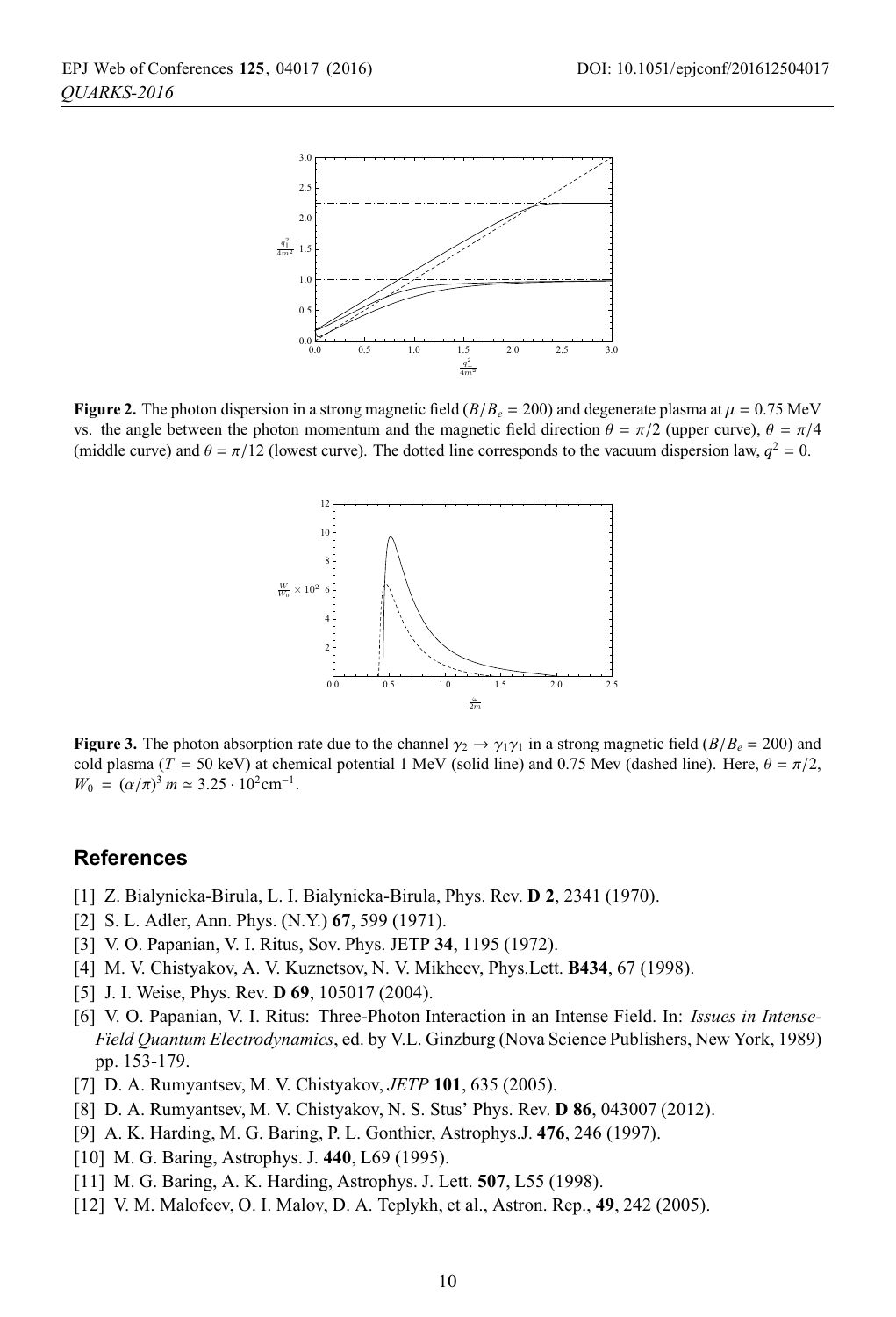**Figure 2.** The photon dispersion in a strong magnetic field ($B/B_e = 200$) and degenerate plasma at $\mu = 0.75$ MeV vs. the angle between the photon momentum and the magnetic field direction $\theta = \pi/2$ (upper curve), $\theta = \pi/4$ (middle curve) and $\theta = \pi/12$ (lowest curve). The dotted line corresponds to the vacuum dispersion law, $q^2 = 0$.

**Figure 3.** The photon absorption rate due to the channel $\gamma_2 \to \gamma_1\gamma_1$ in a strong magnetic field ($B/B_e = 200$) and cold plasma ($T = 50$ keV) at chemical potential 1 MeV (solid line) and 0.75 Mev (dashed line). Here, $\theta = \pi/2$, $W_0 = (\alpha/\pi)^3\, m \simeq 3.25 \cdot 10^2 \text{cm}^{-1}$.

## References

[1] Z. Bialynicka-Birula, L. I. Bialynicka-Birula, Phys. Rev. **D 2**, 2341 (1970).

[2] S. L. Adler, Ann. Phys. (N.Y.) **67**, 599 (1971).

[3] V. O. Papanian, V. I. Ritus, Sov. Phys. JETP **34**, 1195 (1972).

[4] M. V. Chistyakov, A. V. Kuznetsov, N. V. Mikheev, Phys.Lett. **B434**, 67 (1998).

[5] J. I. Weise, Phys. Rev. **D 69**, 105017 (2004).

[6] V. O. Papanian, V. I. Ritus: Three-Photon Interaction in an Intense Field. In: *Issues in Intense-Field Quantum Electrodynamics*, ed. by V.L. Ginzburg (Nova Science Publishers, New York, 1989) pp. 153-179.

[7] D. A. Rumyantsev, M. V. Chistyakov, *JETP* **101**, 635 (2005).

[8] D. A. Rumyantsev, M. V. Chistyakov, N. S. Stus' Phys. Rev. **D 86**, 043007 (2012).

[9] A. K. Harding, M. G. Baring, P. L. Gonthier, Astrophys.J. **476**, 246 (1997).

[10] M. G. Baring, Astrophys. J. **440**, L69 (1995).

[11] M. G. Baring, A. K. Harding, Astrophys. J. Lett. **507**, L55 (1998).

[12] V. M. Malofeev, O. I. Malov, D. A. Teplykh, et al., Astron. Rep., **49**, 242 (2005).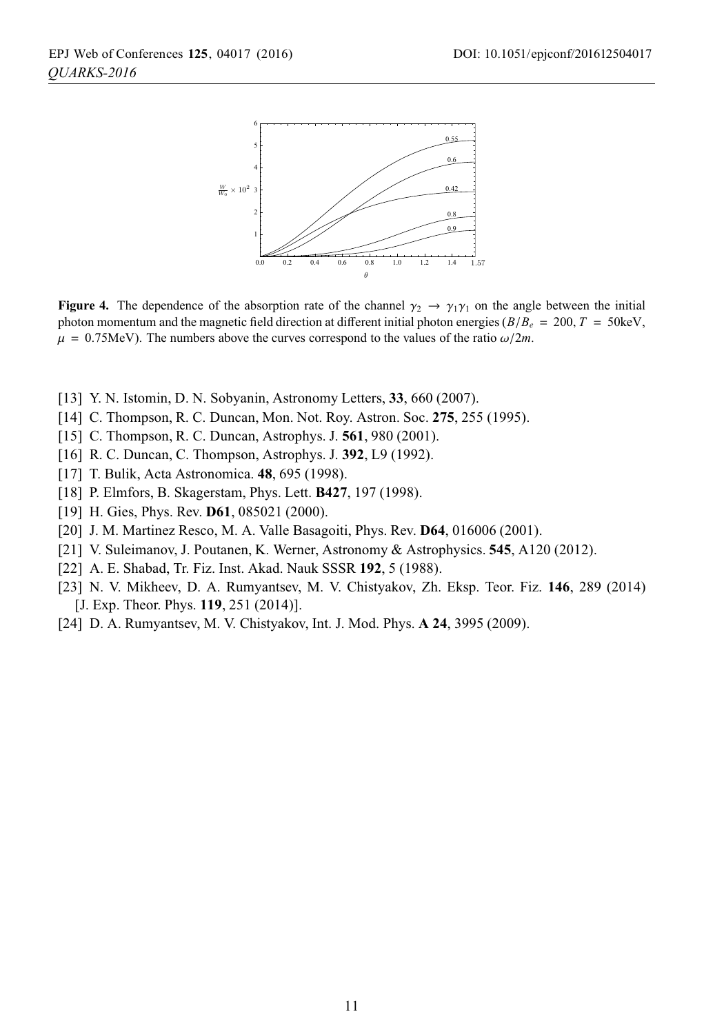6

5

4

$\frac{W}{W_0} \times 10^2$ 3

2

1

0.0 0.2 0.4 0.6 0.8 1.0 1.2 1.4 1.57

$\theta$

0.55

0.6

0.42

0.8

0.9

**Figure 4.** The dependence of the absorption rate of the channel $\gamma_2 \to \gamma_1\gamma_1$ on the angle between the initial photon momentum and the magnetic field direction at different initial photon energies ($B/B_e = 200$, $T = 50$keV, $\mu = 0.75$MeV). The numbers above the curves correspond to the values of the ratio $\omega/2m$.

[13] Y. N. Istomin, D. N. Sobyanin, Astronomy Letters, **33**, 660 (2007).

[14] C. Thompson, R. C. Duncan, Mon. Not. Roy. Astron. Soc. **275**, 255 (1995).

[15] C. Thompson, R. C. Duncan, Astrophys. J. **561**, 980 (2001).

[16] R. C. Duncan, C. Thompson, Astrophys. J. **392**, L9 (1992).

[17] T. Bulik, Acta Astronomica. **48**, 695 (1998).

[18] P. Elmfors, B. Skagerstam, Phys. Lett. **B427**, 197 (1998).

[19] H. Gies, Phys. Rev. **D61**, 085021 (2000).

[20] J. M. Martinez Resco, M. A. Valle Basagoiti, Phys. Rev. **D64**, 016006 (2001).

[21] V. Suleimanov, J. Poutanen, K. Werner, Astronomy & Astrophysics. **545**, A120 (2012).

[22] A. E. Shabad, Tr. Fiz. Inst. Akad. Nauk SSSR **192**, 5 (1988).

[23] N. V. Mikheev, D. A. Rumyantsev, M. V. Chistyakov, Zh. Eksp. Teor. Fiz. **146**, 289 (2014) [J. Exp. Theor. Phys. **119**, 251 (2014)].

[24] D. A. Rumyantsev, M. V. Chistyakov, Int. J. Mod. Phys. **A 24**, 3995 (2009).